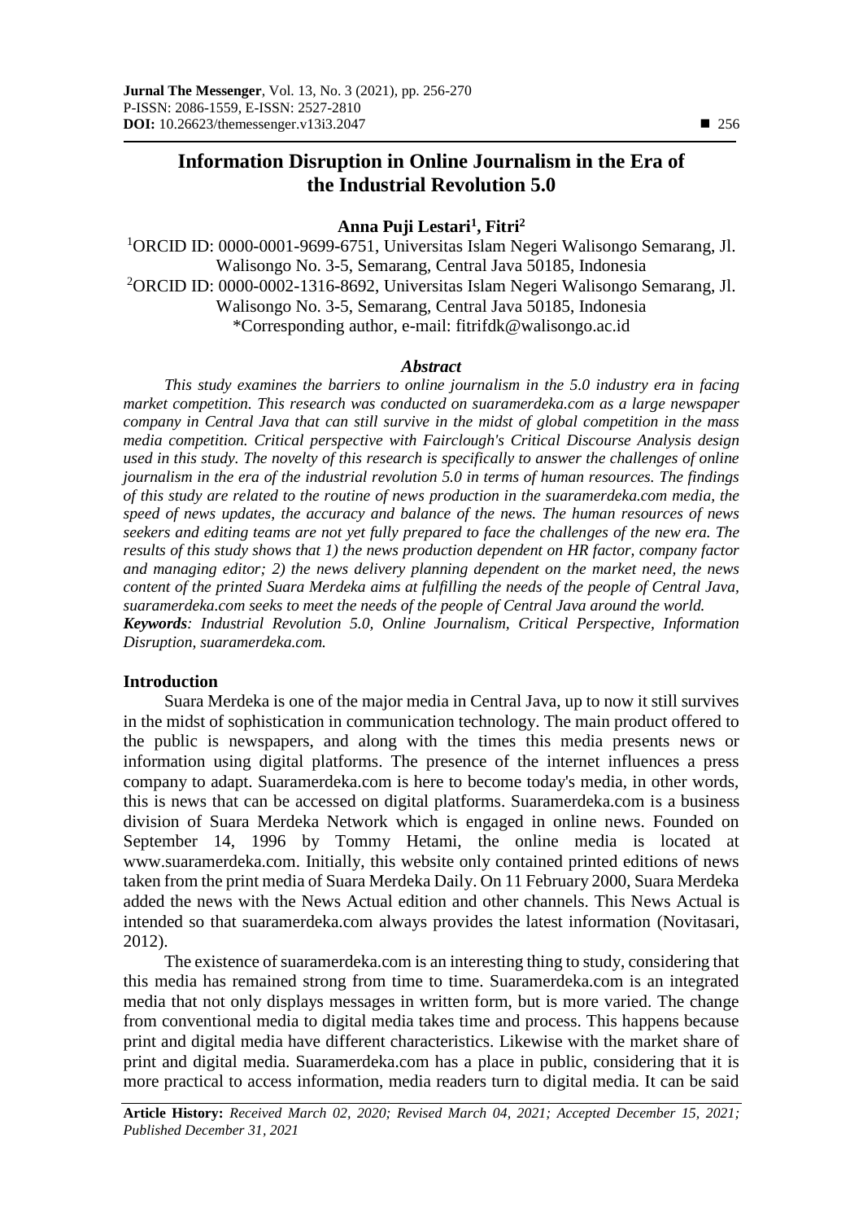# Information Disruption in Online Journalism in the Era of the Industrial Revolution 5.0

**Anna Puji Lestari[1], Fitri[2]**

[1]ORCID ID: 0000-0001-9699-6751, Universitas Islam Negeri Walisongo Semarang, Jl. Walisongo No. 3-5, Semarang, Central Java 50185, Indonesia
[2]ORCID ID: 0000-0002-1316-8692, Universitas Islam Negeri Walisongo Semarang, Jl. Walisongo No. 3-5, Semarang, Central Java 50185, Indonesia
*Corresponding author, e-mail: fitrifdk@walisongo.ac.id

### *Abstract*

*This study examines the barriers to online journalism in the 5.0 industry era in facing market competition. This research was conducted on suaramerdeka.com as a large newspaper company in Central Java that can still survive in the midst of global competition in the mass media competition. Critical perspective with Fairclough's Critical Discourse Analysis design used in this study. The novelty of this research is specifically to answer the challenges of online journalism in the era of the industrial revolution 5.0 in terms of human resources. The findings of this study are related to the routine of news production in the suaramerdeka.com media, the speed of news updates, the accuracy and balance of the news. The human resources of news seekers and editing teams are not yet fully prepared to face the challenges of the new era. The results of this study shows that 1) the news production dependent on HR factor, company factor and managing editor; 2) the news delivery planning dependent on the market need, the news content of the printed Suara Merdeka aims at fulfilling the needs of the people of Central Java, suaramerdeka.com seeks to meet the needs of the people of Central Java around the world.*

***Keywords****: Industrial Revolution 5.0, Online Journalism, Critical Perspective, Information Disruption, suaramerdeka.com.*

## Introduction

Suara Merdeka is one of the major media in Central Java, up to now it still survives in the midst of sophistication in communication technology. The main product offered to the public is newspapers, and along with the times this media presents news or information using digital platforms. The presence of the internet influences a press company to adapt. Suaramerdeka.com is here to become today's media, in other words, this is news that can be accessed on digital platforms. Suaramerdeka.com is a business division of Suara Merdeka Network which is engaged in online news. Founded on September 14, 1996 by Tommy Hetami, the online media is located at www.suaramerdeka.com. Initially, this website only contained printed editions of news taken from the print media of Suara Merdeka Daily. On 11 February 2000, Suara Merdeka added the news with the News Actual edition and other channels. This News Actual is intended so that suaramerdeka.com always provides the latest information (Novitasari, 2012).

The existence of suaramerdeka.com is an interesting thing to study, considering that this media has remained strong from time to time. Suaramerdeka.com is an integrated media that not only displays messages in written form, but is more varied. The change from conventional media to digital media takes time and process. This happens because print and digital media have different characteristics. Likewise with the market share of print and digital media. Suaramerdeka.com has a place in public, considering that it is more practical to access information, media readers turn to digital media. It can be said

**Article History:** *Received March 02, 2020; Revised March 04, 2021; Accepted December 15, 2021; Published December 31, 2021*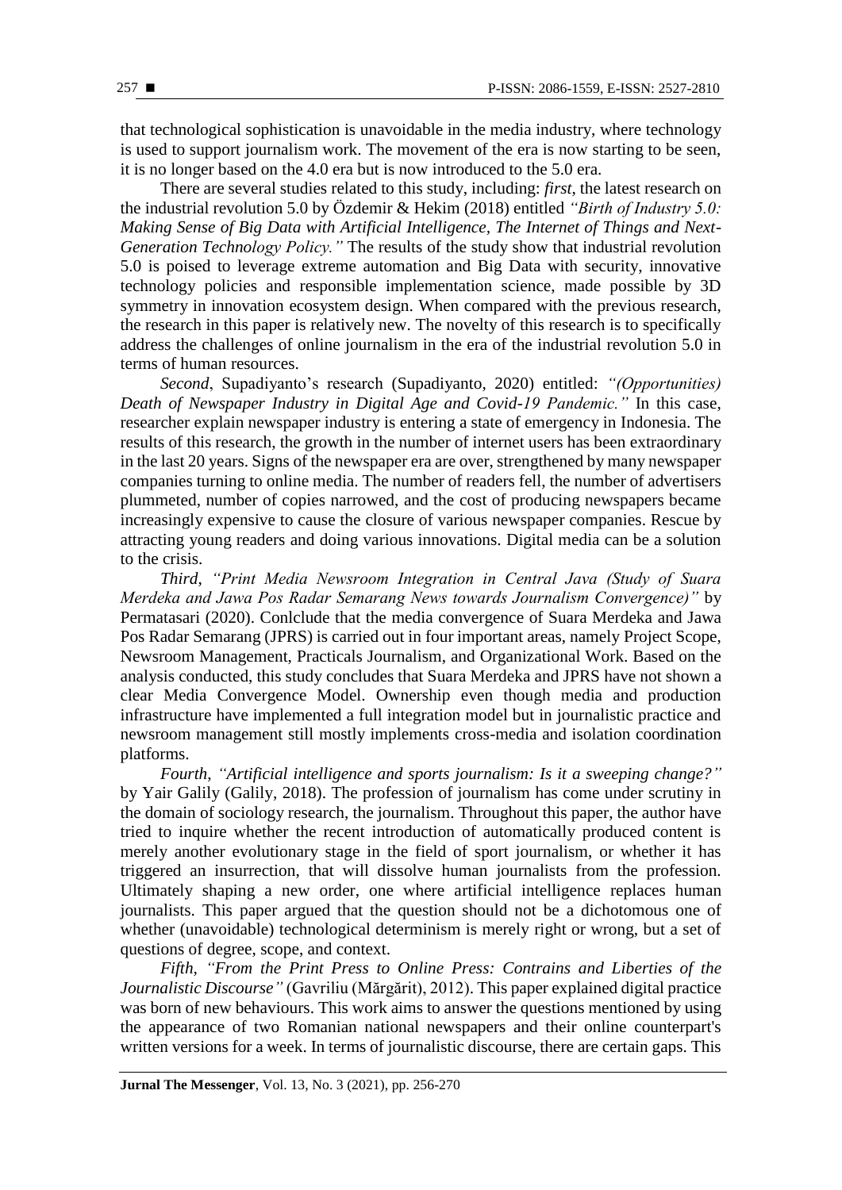that technological sophistication is unavoidable in the media industry, where technology is used to support journalism work. The movement of the era is now starting to be seen, it is no longer based on the 4.0 era but is now introduced to the 5.0 era.

There are several studies related to this study, including: *first*, the latest research on the industrial revolution 5.0 by Özdemir & Hekim (2018) entitled *"Birth of Industry 5.0: Making Sense of Big Data with Artificial Intelligence, The Internet of Things and Next-Generation Technology Policy."* The results of the study show that industrial revolution 5.0 is poised to leverage extreme automation and Big Data with security, innovative technology policies and responsible implementation science, made possible by 3D symmetry in innovation ecosystem design. When compared with the previous research, the research in this paper is relatively new. The novelty of this research is to specifically address the challenges of online journalism in the era of the industrial revolution 5.0 in terms of human resources.

*Second*, Supadiyanto's research (Supadiyanto, 2020) entitled: *"(Opportunities) Death of Newspaper Industry in Digital Age and Covid-19 Pandemic."* In this case, researcher explain newspaper industry is entering a state of emergency in Indonesia. The results of this research, the growth in the number of internet users has been extraordinary in the last 20 years. Signs of the newspaper era are over, strengthened by many newspaper companies turning to online media. The number of readers fell, the number of advertisers plummeted, number of copies narrowed, and the cost of producing newspapers became increasingly expensive to cause the closure of various newspaper companies. Rescue by attracting young readers and doing various innovations. Digital media can be a solution to the crisis.

*Third*, *"Print Media Newsroom Integration in Central Java (Study of Suara Merdeka and Jawa Pos Radar Semarang News towards Journalism Convergence)"* by Permatasari (2020). Conlclude that the media convergence of Suara Merdeka and Jawa Pos Radar Semarang (JPRS) is carried out in four important areas, namely Project Scope, Newsroom Management, Practicals Journalism, and Organizational Work. Based on the analysis conducted, this study concludes that Suara Merdeka and JPRS have not shown a clear Media Convergence Model. Ownership even though media and production infrastructure have implemented a full integration model but in journalistic practice and newsroom management still mostly implements cross-media and isolation coordination platforms.

*Fourth*, *"Artificial intelligence and sports journalism: Is it a sweeping change?"* by Yair Galily (Galily, 2018). The profession of journalism has come under scrutiny in the domain of sociology research, the journalism. Throughout this paper, the author have tried to inquire whether the recent introduction of automatically produced content is merely another evolutionary stage in the field of sport journalism, or whether it has triggered an insurrection, that will dissolve human journalists from the profession. Ultimately shaping a new order, one where artificial intelligence replaces human journalists. This paper argued that the question should not be a dichotomous one of whether (unavoidable) technological determinism is merely right or wrong, but a set of questions of degree, scope, and context.

*Fifth*, *"From the Print Press to Online Press: Contrains and Liberties of the Journalistic Discourse"* (Gavriliu (Mărgărit), 2012). This paper explained digital practice was born of new behaviours. This work aims to answer the questions mentioned by using the appearance of two Romanian national newspapers and their online counterpart's written versions for a week. In terms of journalistic discourse, there are certain gaps. This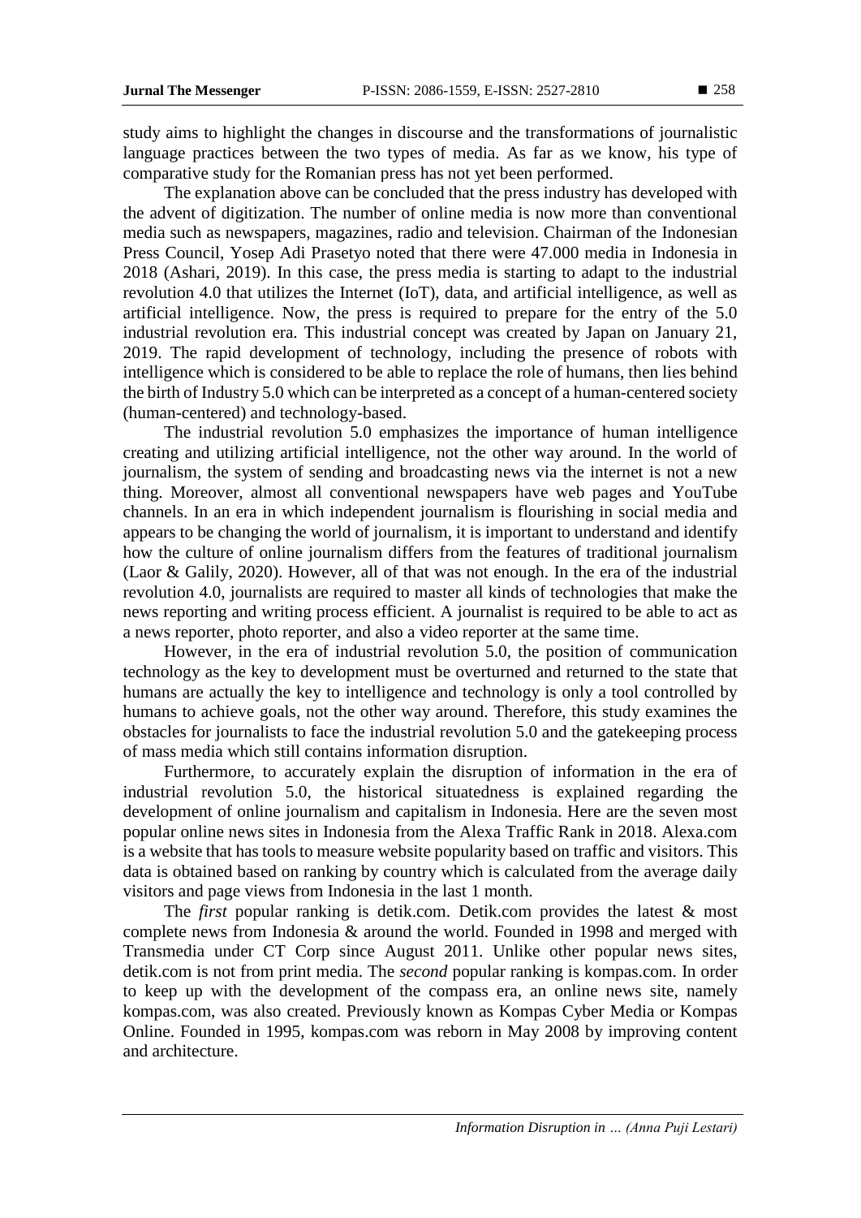study aims to highlight the changes in discourse and the transformations of journalistic language practices between the two types of media. As far as we know, his type of comparative study for the Romanian press has not yet been performed.

The explanation above can be concluded that the press industry has developed with the advent of digitization. The number of online media is now more than conventional media such as newspapers, magazines, radio and television. Chairman of the Indonesian Press Council, Yosep Adi Prasetyo noted that there were 47.000 media in Indonesia in 2018 (Ashari, 2019). In this case, the press media is starting to adapt to the industrial revolution 4.0 that utilizes the Internet (IoT), data, and artificial intelligence, as well as artificial intelligence. Now, the press is required to prepare for the entry of the 5.0 industrial revolution era. This industrial concept was created by Japan on January 21, 2019. The rapid development of technology, including the presence of robots with intelligence which is considered to be able to replace the role of humans, then lies behind the birth of Industry 5.0 which can be interpreted as a concept of a human-centered society (human-centered) and technology-based.

The industrial revolution 5.0 emphasizes the importance of human intelligence creating and utilizing artificial intelligence, not the other way around. In the world of journalism, the system of sending and broadcasting news via the internet is not a new thing. Moreover, almost all conventional newspapers have web pages and YouTube channels. In an era in which independent journalism is flourishing in social media and appears to be changing the world of journalism, it is important to understand and identify how the culture of online journalism differs from the features of traditional journalism (Laor & Galily, 2020). However, all of that was not enough. In the era of the industrial revolution 4.0, journalists are required to master all kinds of technologies that make the news reporting and writing process efficient. A journalist is required to be able to act as a news reporter, photo reporter, and also a video reporter at the same time.

However, in the era of industrial revolution 5.0, the position of communication technology as the key to development must be overturned and returned to the state that humans are actually the key to intelligence and technology is only a tool controlled by humans to achieve goals, not the other way around. Therefore, this study examines the obstacles for journalists to face the industrial revolution 5.0 and the gatekeeping process of mass media which still contains information disruption.

Furthermore, to accurately explain the disruption of information in the era of industrial revolution 5.0, the historical situatedness is explained regarding the development of online journalism and capitalism in Indonesia. Here are the seven most popular online news sites in Indonesia from the Alexa Traffic Rank in 2018. Alexa.com is a website that has tools to measure website popularity based on traffic and visitors. This data is obtained based on ranking by country which is calculated from the average daily visitors and page views from Indonesia in the last 1 month.

The *first* popular ranking is detik.com. Detik.com provides the latest & most complete news from Indonesia & around the world. Founded in 1998 and merged with Transmedia under CT Corp since August 2011. Unlike other popular news sites, detik.com is not from print media. The *second* popular ranking is kompas.com. In order to keep up with the development of the compass era, an online news site, namely kompas.com, was also created. Previously known as Kompas Cyber Media or Kompas Online. Founded in 1995, kompas.com was reborn in May 2008 by improving content and architecture.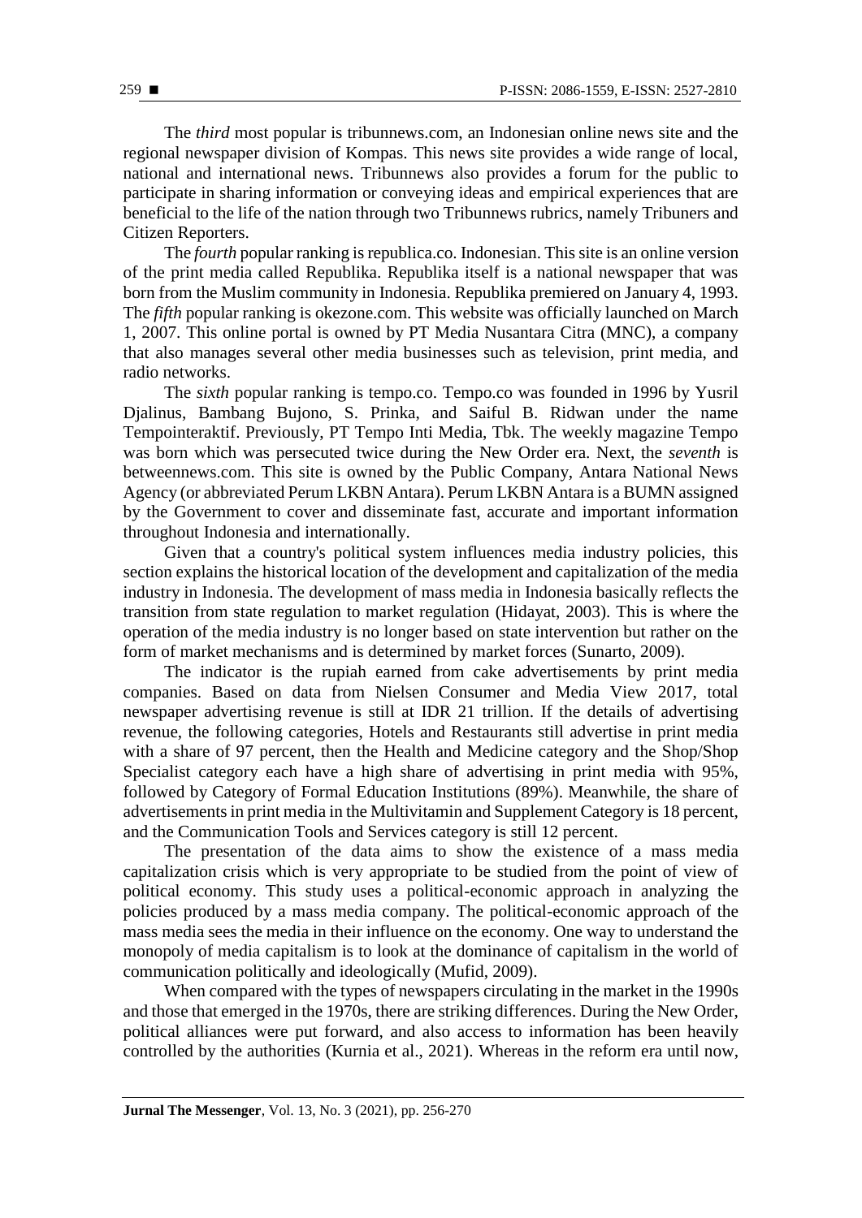The *third* most popular is tribunnews.com, an Indonesian online news site and the regional newspaper division of Kompas. This news site provides a wide range of local, national and international news. Tribunnews also provides a forum for the public to participate in sharing information or conveying ideas and empirical experiences that are beneficial to the life of the nation through two Tribunnews rubrics, namely Tribuners and Citizen Reporters.

The *fourth* popular ranking is republica.co. Indonesian. This site is an online version of the print media called Republika. Republika itself is a national newspaper that was born from the Muslim community in Indonesia. Republika premiered on January 4, 1993. The *fifth* popular ranking is okezone.com. This website was officially launched on March 1, 2007. This online portal is owned by PT Media Nusantara Citra (MNC), a company that also manages several other media businesses such as television, print media, and radio networks.

The *sixth* popular ranking is tempo.co. Tempo.co was founded in 1996 by Yusril Djalinus, Bambang Bujono, S. Prinka, and Saiful B. Ridwan under the name Tempointeraktif. Previously, PT Tempo Inti Media, Tbk. The weekly magazine Tempo was born which was persecuted twice during the New Order era. Next, the *seventh* is betweennews.com. This site is owned by the Public Company, Antara National News Agency (or abbreviated Perum LKBN Antara). Perum LKBN Antara is a BUMN assigned by the Government to cover and disseminate fast, accurate and important information throughout Indonesia and internationally.

Given that a country's political system influences media industry policies, this section explains the historical location of the development and capitalization of the media industry in Indonesia. The development of mass media in Indonesia basically reflects the transition from state regulation to market regulation (Hidayat, 2003). This is where the operation of the media industry is no longer based on state intervention but rather on the form of market mechanisms and is determined by market forces (Sunarto, 2009).

The indicator is the rupiah earned from cake advertisements by print media companies. Based on data from Nielsen Consumer and Media View 2017, total newspaper advertising revenue is still at IDR 21 trillion. If the details of advertising revenue, the following categories, Hotels and Restaurants still advertise in print media with a share of 97 percent, then the Health and Medicine category and the Shop/Shop Specialist category each have a high share of advertising in print media with 95%, followed by Category of Formal Education Institutions (89%). Meanwhile, the share of advertisements in print media in the Multivitamin and Supplement Category is 18 percent, and the Communication Tools and Services category is still 12 percent.

The presentation of the data aims to show the existence of a mass media capitalization crisis which is very appropriate to be studied from the point of view of political economy. This study uses a political-economic approach in analyzing the policies produced by a mass media company. The political-economic approach of the mass media sees the media in their influence on the economy. One way to understand the monopoly of media capitalism is to look at the dominance of capitalism in the world of communication politically and ideologically (Mufid, 2009).

When compared with the types of newspapers circulating in the market in the 1990s and those that emerged in the 1970s, there are striking differences. During the New Order, political alliances were put forward, and also access to information has been heavily controlled by the authorities (Kurnia et al., 2021). Whereas in the reform era until now,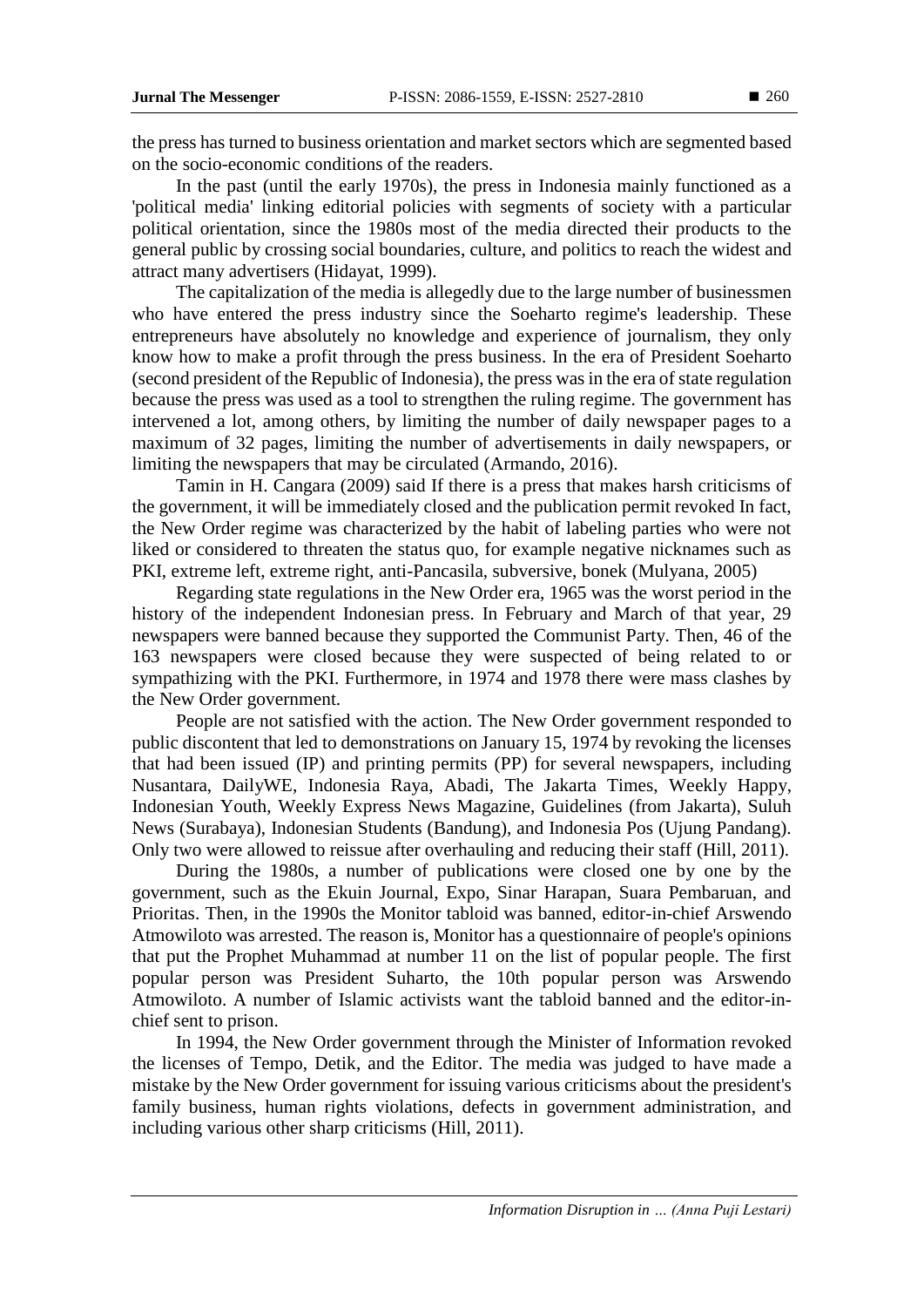the press has turned to business orientation and market sectors which are segmented based on the socio-economic conditions of the readers.

In the past (until the early 1970s), the press in Indonesia mainly functioned as a 'political media' linking editorial policies with segments of society with a particular political orientation, since the 1980s most of the media directed their products to the general public by crossing social boundaries, culture, and politics to reach the widest and attract many advertisers (Hidayat, 1999).

The capitalization of the media is allegedly due to the large number of businessmen who have entered the press industry since the Soeharto regime's leadership. These entrepreneurs have absolutely no knowledge and experience of journalism, they only know how to make a profit through the press business. In the era of President Soeharto (second president of the Republic of Indonesia), the press was in the era of state regulation because the press was used as a tool to strengthen the ruling regime. The government has intervened a lot, among others, by limiting the number of daily newspaper pages to a maximum of 32 pages, limiting the number of advertisements in daily newspapers, or limiting the newspapers that may be circulated (Armando, 2016).

Tamin in H. Cangara (2009) said If there is a press that makes harsh criticisms of the government, it will be immediately closed and the publication permit revoked In fact, the New Order regime was characterized by the habit of labeling parties who were not liked or considered to threaten the status quo, for example negative nicknames such as PKI, extreme left, extreme right, anti-Pancasila, subversive, bonek (Mulyana, 2005)

Regarding state regulations in the New Order era, 1965 was the worst period in the history of the independent Indonesian press. In February and March of that year, 29 newspapers were banned because they supported the Communist Party. Then, 46 of the 163 newspapers were closed because they were suspected of being related to or sympathizing with the PKI. Furthermore, in 1974 and 1978 there were mass clashes by the New Order government.

People are not satisfied with the action. The New Order government responded to public discontent that led to demonstrations on January 15, 1974 by revoking the licenses that had been issued (IP) and printing permits (PP) for several newspapers, including Nusantara, DailyWE, Indonesia Raya, Abadi, The Jakarta Times, Weekly Happy, Indonesian Youth, Weekly Express News Magazine, Guidelines (from Jakarta), Suluh News (Surabaya), Indonesian Students (Bandung), and Indonesia Pos (Ujung Pandang). Only two were allowed to reissue after overhauling and reducing their staff (Hill, 2011).

During the 1980s, a number of publications were closed one by one by the government, such as the Ekuin Journal, Expo, Sinar Harapan, Suara Pembaruan, and Prioritas. Then, in the 1990s the Monitor tabloid was banned, editor-in-chief Arswendo Atmowiloto was arrested. The reason is, Monitor has a questionnaire of people's opinions that put the Prophet Muhammad at number 11 on the list of popular people. The first popular person was President Suharto, the 10th popular person was Arswendo Atmowiloto. A number of Islamic activists want the tabloid banned and the editor-in-chief sent to prison.

In 1994, the New Order government through the Minister of Information revoked the licenses of Tempo, Detik, and the Editor. The media was judged to have made a mistake by the New Order government for issuing various criticisms about the president's family business, human rights violations, defects in government administration, and including various other sharp criticisms (Hill, 2011).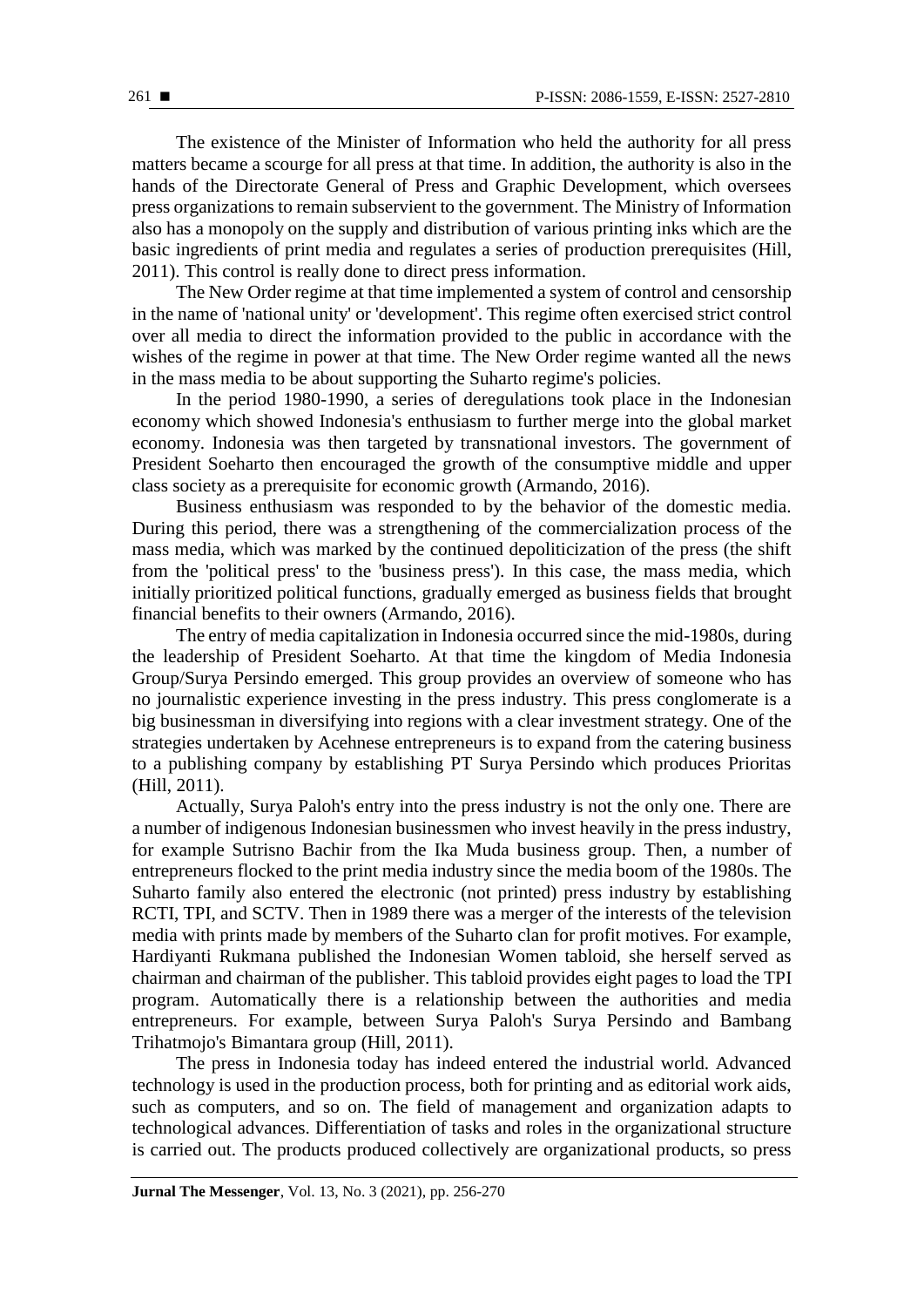The existence of the Minister of Information who held the authority for all press matters became a scourge for all press at that time. In addition, the authority is also in the hands of the Directorate General of Press and Graphic Development, which oversees press organizations to remain subservient to the government. The Ministry of Information also has a monopoly on the supply and distribution of various printing inks which are the basic ingredients of print media and regulates a series of production prerequisites (Hill, 2011). This control is really done to direct press information.

The New Order regime at that time implemented a system of control and censorship in the name of 'national unity' or 'development'. This regime often exercised strict control over all media to direct the information provided to the public in accordance with the wishes of the regime in power at that time. The New Order regime wanted all the news in the mass media to be about supporting the Suharto regime's policies.

In the period 1980-1990, a series of deregulations took place in the Indonesian economy which showed Indonesia's enthusiasm to further merge into the global market economy. Indonesia was then targeted by transnational investors. The government of President Soeharto then encouraged the growth of the consumptive middle and upper class society as a prerequisite for economic growth (Armando, 2016).

Business enthusiasm was responded to by the behavior of the domestic media. During this period, there was a strengthening of the commercialization process of the mass media, which was marked by the continued depoliticization of the press (the shift from the 'political press' to the 'business press'). In this case, the mass media, which initially prioritized political functions, gradually emerged as business fields that brought financial benefits to their owners (Armando, 2016).

The entry of media capitalization in Indonesia occurred since the mid-1980s, during the leadership of President Soeharto. At that time the kingdom of Media Indonesia Group/Surya Persindo emerged. This group provides an overview of someone who has no journalistic experience investing in the press industry. This press conglomerate is a big businessman in diversifying into regions with a clear investment strategy. One of the strategies undertaken by Acehnese entrepreneurs is to expand from the catering business to a publishing company by establishing PT Surya Persindo which produces Prioritas (Hill, 2011).

Actually, Surya Paloh's entry into the press industry is not the only one. There are a number of indigenous Indonesian businessmen who invest heavily in the press industry, for example Sutrisno Bachir from the Ika Muda business group. Then, a number of entrepreneurs flocked to the print media industry since the media boom of the 1980s. The Suharto family also entered the electronic (not printed) press industry by establishing RCTI, TPI, and SCTV. Then in 1989 there was a merger of the interests of the television media with prints made by members of the Suharto clan for profit motives. For example, Hardiyanti Rukmana published the Indonesian Women tabloid, she herself served as chairman and chairman of the publisher. This tabloid provides eight pages to load the TPI program. Automatically there is a relationship between the authorities and media entrepreneurs. For example, between Surya Paloh's Surya Persindo and Bambang Trihatmojo's Bimantara group (Hill, 2011).

The press in Indonesia today has indeed entered the industrial world. Advanced technology is used in the production process, both for printing and as editorial work aids, such as computers, and so on. The field of management and organization adapts to technological advances. Differentiation of tasks and roles in the organizational structure is carried out. The products produced collectively are organizational products, so press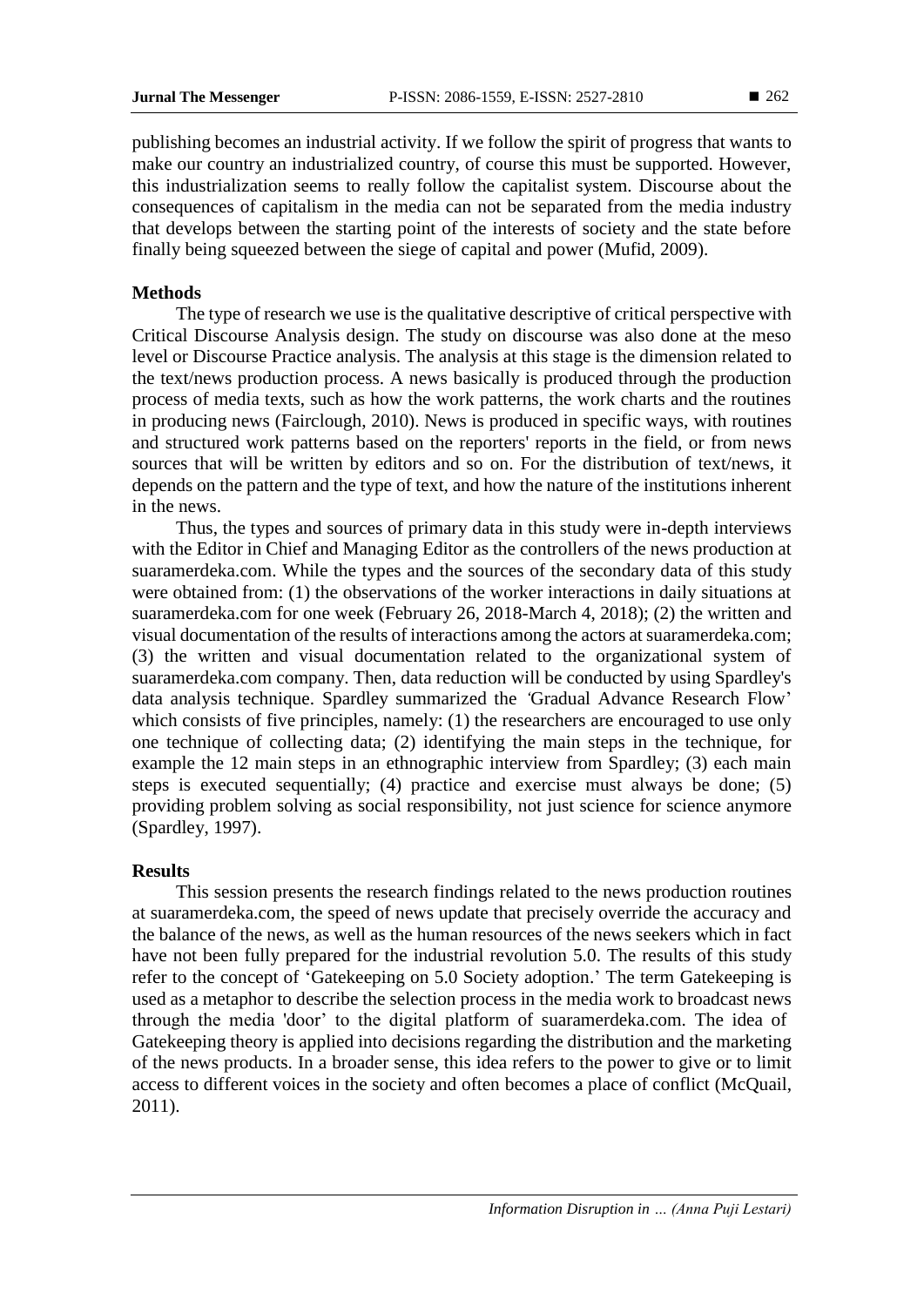publishing becomes an industrial activity. If we follow the spirit of progress that wants to make our country an industrialized country, of course this must be supported. However, this industrialization seems to really follow the capitalist system. Discourse about the consequences of capitalism in the media can not be separated from the media industry that develops between the starting point of the interests of society and the state before finally being squeezed between the siege of capital and power (Mufid, 2009).

## Methods

The type of research we use is the qualitative descriptive of critical perspective with Critical Discourse Analysis design. The study on discourse was also done at the meso level or Discourse Practice analysis. The analysis at this stage is the dimension related to the text/news production process. A news basically is produced through the production process of media texts, such as how the work patterns, the work charts and the routines in producing news (Fairclough, 2010). News is produced in specific ways, with routines and structured work patterns based on the reporters' reports in the field, or from news sources that will be written by editors and so on. For the distribution of text/news, it depends on the pattern and the type of text, and how the nature of the institutions inherent in the news.

Thus, the types and sources of primary data in this study were in-depth interviews with the Editor in Chief and Managing Editor as the controllers of the news production at suaramerdeka.com. While the types and the sources of the secondary data of this study were obtained from: (1) the observations of the worker interactions in daily situations at suaramerdeka.com for one week (February 26, 2018-March 4, 2018); (2) the written and visual documentation of the results of interactions among the actors at suaramerdeka.com; (3) the written and visual documentation related to the organizational system of suaramerdeka.com company. Then, data reduction will be conducted by using Spardley's data analysis technique. Spardley summarized the 'Gradual Advance Research Flow' which consists of five principles, namely: (1) the researchers are encouraged to use only one technique of collecting data; (2) identifying the main steps in the technique, for example the 12 main steps in an ethnographic interview from Spardley; (3) each main steps is executed sequentially; (4) practice and exercise must always be done; (5) providing problem solving as social responsibility, not just science for science anymore (Spardley, 1997).

## Results

This session presents the research findings related to the news production routines at suaramerdeka.com, the speed of news update that precisely override the accuracy and the balance of the news, as well as the human resources of the news seekers which in fact have not been fully prepared for the industrial revolution 5.0. The results of this study refer to the concept of 'Gatekeeping on 5.0 Society adoption.' The term Gatekeeping is used as a metaphor to describe the selection process in the media work to broadcast news through the media 'door' to the digital platform of suaramerdeka.com. The idea of Gatekeeping theory is applied into decisions regarding the distribution and the marketing of the news products. In a broader sense, this idea refers to the power to give or to limit access to different voices in the society and often becomes a place of conflict (McQuail, 2011).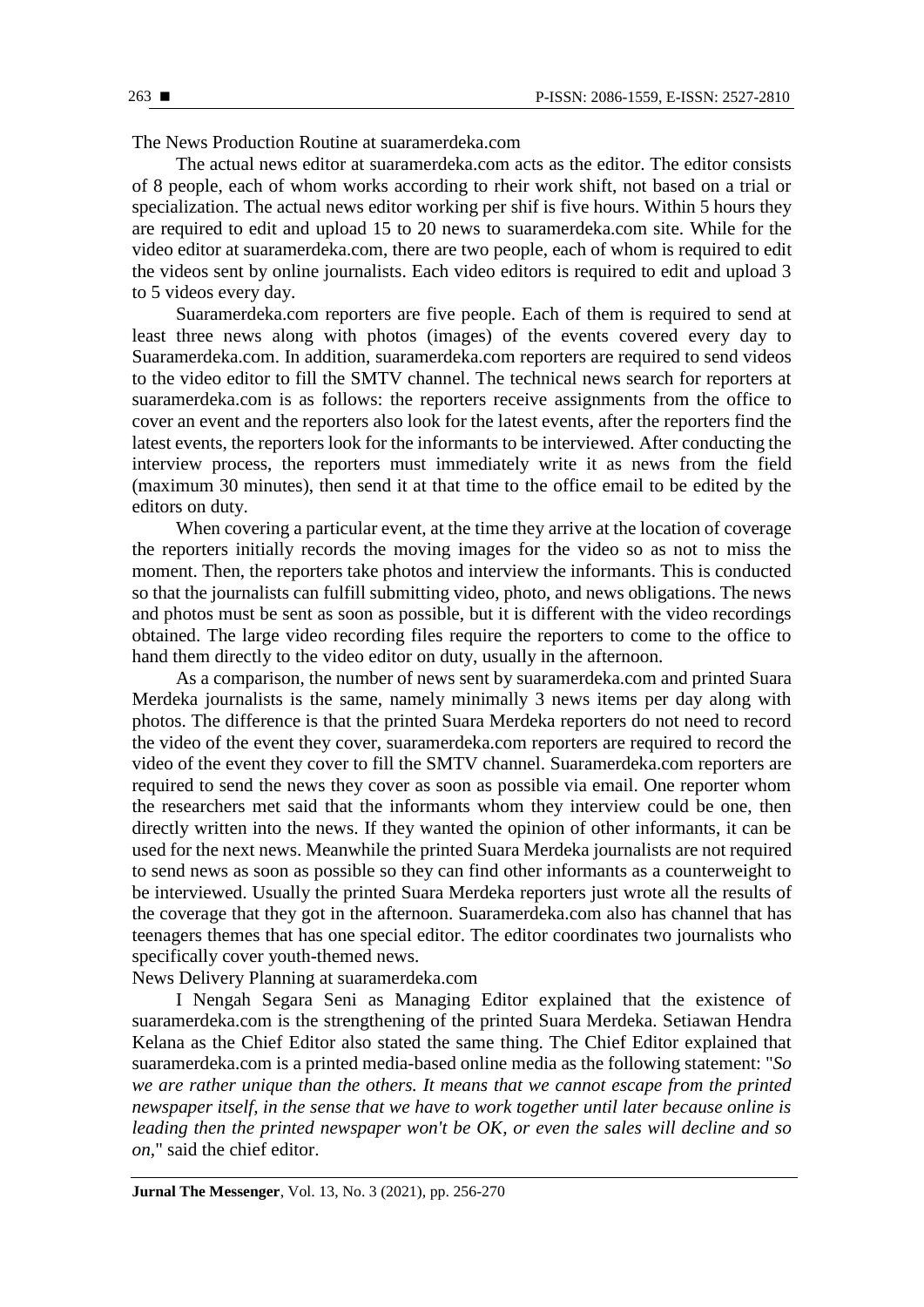### The News Production Routine at suaramerdeka.com

The actual news editor at suaramerdeka.com acts as the editor. The editor consists of 8 people, each of whom works according to rheir work shift, not based on a trial or specialization. The actual news editor working per shif is five hours. Within 5 hours they are required to edit and upload 15 to 20 news to suaramerdeka.com site. While for the video editor at suaramerdeka.com, there are two people, each of whom is required to edit the videos sent by online journalists. Each video editors is required to edit and upload 3 to 5 videos every day.

Suaramerdeka.com reporters are five people. Each of them is required to send at least three news along with photos (images) of the events covered every day to Suaramerdeka.com. In addition, suaramerdeka.com reporters are required to send videos to the video editor to fill the SMTV channel. The technical news search for reporters at suaramerdeka.com is as follows: the reporters receive assignments from the office to cover an event and the reporters also look for the latest events, after the reporters find the latest events, the reporters look for the informants to be interviewed. After conducting the interview process, the reporters must immediately write it as news from the field (maximum 30 minutes), then send it at that time to the office email to be edited by the editors on duty.

When covering a particular event, at the time they arrive at the location of coverage the reporters initially records the moving images for the video so as not to miss the moment. Then, the reporters take photos and interview the informants. This is conducted so that the journalists can fulfill submitting video, photo, and news obligations. The news and photos must be sent as soon as possible, but it is different with the video recordings obtained. The large video recording files require the reporters to come to the office to hand them directly to the video editor on duty, usually in the afternoon.

As a comparison, the number of news sent by suaramerdeka.com and printed Suara Merdeka journalists is the same, namely minimally 3 news items per day along with photos. The difference is that the printed Suara Merdeka reporters do not need to record the video of the event they cover, suaramerdeka.com reporters are required to record the video of the event they cover to fill the SMTV channel. Suaramerdeka.com reporters are required to send the news they cover as soon as possible via email. One reporter whom the researchers met said that the informants whom they interview could be one, then directly written into the news. If they wanted the opinion of other informants, it can be used for the next news. Meanwhile the printed Suara Merdeka journalists are not required to send news as soon as possible so they can find other informants as a counterweight to be interviewed. Usually the printed Suara Merdeka reporters just wrote all the results of the coverage that they got in the afternoon. Suaramerdeka.com also has channel that has teenagers themes that has one special editor. The editor coordinates two journalists who specifically cover youth-themed news.

### News Delivery Planning at suaramerdeka.com

I Nengah Segara Seni as Managing Editor explained that the existence of suaramerdeka.com is the strengthening of the printed Suara Merdeka. Setiawan Hendra Kelana as the Chief Editor also stated the same thing. The Chief Editor explained that suaramerdeka.com is a printed media-based online media as the following statement: "*So we are rather unique than the others. It means that we cannot escape from the printed newspaper itself, in the sense that we have to work together until later because online is leading then the printed newspaper won't be OK, or even the sales will decline and so on,*" said the chief editor.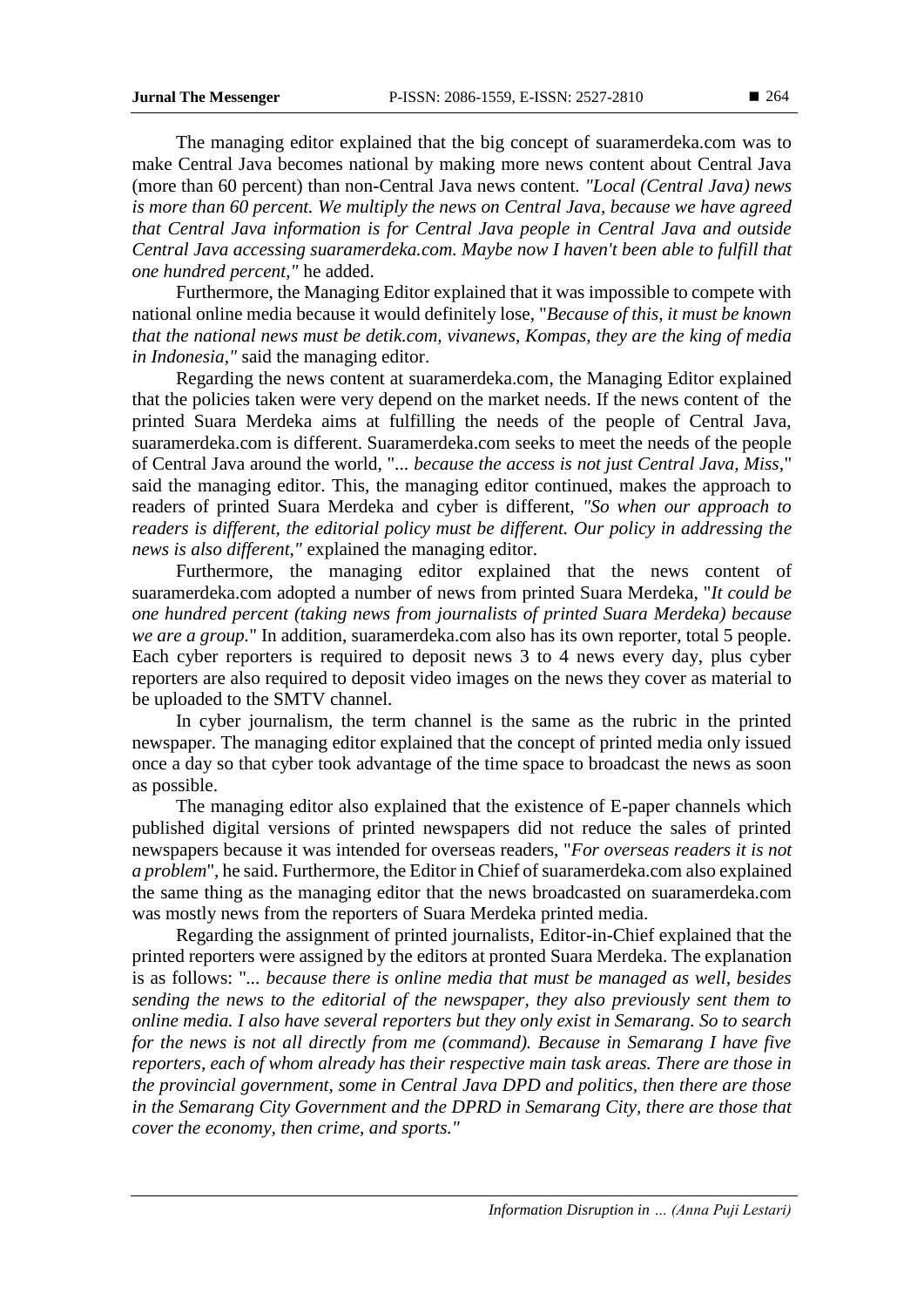The managing editor explained that the big concept of suaramerdeka.com was to make Central Java becomes national by making more news content about Central Java (more than 60 percent) than non-Central Java news content. *"Local (Central Java) news is more than 60 percent. We multiply the news on Central Java, because we have agreed that Central Java information is for Central Java people in Central Java and outside Central Java accessing suaramerdeka.com. Maybe now I haven't been able to fulfill that one hundred percent,"* he added.

Furthermore, the Managing Editor explained that it was impossible to compete with national online media because it would definitely lose, "*Because of this, it must be known that the national news must be detik.com, vivanews, Kompas, they are the king of media in Indonesia,"* said the managing editor.

Regarding the news content at suaramerdeka.com, the Managing Editor explained that the policies taken were very depend on the market needs. If the news content of the printed Suara Merdeka aims at fulfilling the needs of the people of Central Java, suaramerdeka.com is different. Suaramerdeka.com seeks to meet the needs of the people of Central Java around the world, "*... because the access is not just Central Java, Miss,*" said the managing editor. This, the managing editor continued, makes the approach to readers of printed Suara Merdeka and cyber is different, *"So when our approach to readers is different, the editorial policy must be different. Our policy in addressing the news is also different,"* explained the managing editor.

Furthermore, the managing editor explained that the news content of suaramerdeka.com adopted a number of news from printed Suara Merdeka, "*It could be one hundred percent (taking news from journalists of printed Suara Merdeka) because we are a group.*" In addition, suaramerdeka.com also has its own reporter, total 5 people. Each cyber reporters is required to deposit news 3 to 4 news every day, plus cyber reporters are also required to deposit video images on the news they cover as material to be uploaded to the SMTV channel.

In cyber journalism, the term channel is the same as the rubric in the printed newspaper. The managing editor explained that the concept of printed media only issued once a day so that cyber took advantage of the time space to broadcast the news as soon as possible.

The managing editor also explained that the existence of E-paper channels which published digital versions of printed newspapers did not reduce the sales of printed newspapers because it was intended for overseas readers, "*For overseas readers it is not a problem*", he said. Furthermore, the Editor in Chief of suaramerdeka.com also explained the same thing as the managing editor that the news broadcasted on suaramerdeka.com was mostly news from the reporters of Suara Merdeka printed media.

Regarding the assignment of printed journalists, Editor-in-Chief explained that the printed reporters were assigned by the editors at pronted Suara Merdeka. The explanation is as follows: "*... because there is online media that must be managed as well, besides sending the news to the editorial of the newspaper, they also previously sent them to online media. I also have several reporters but they only exist in Semarang. So to search for the news is not all directly from me (command). Because in Semarang I have five reporters, each of whom already has their respective main task areas. There are those in the provincial government, some in Central Java DPD and politics, then there are those in the Semarang City Government and the DPRD in Semarang City, there are those that cover the economy, then crime, and sports."*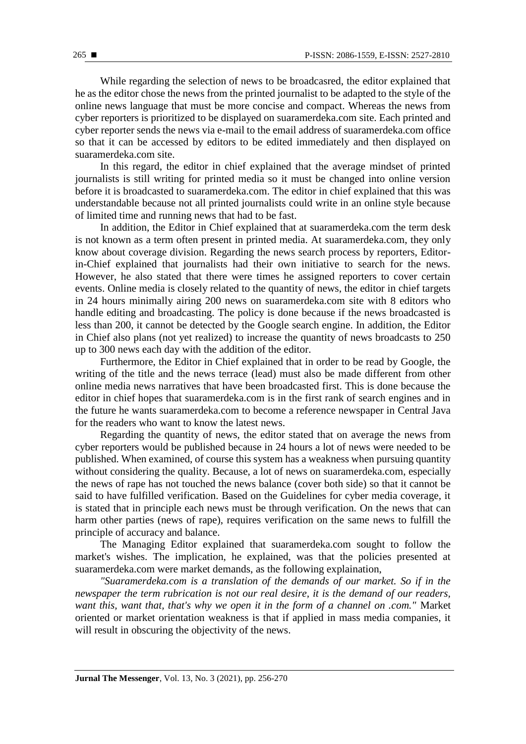While regarding the selection of news to be broadcasred, the editor explained that he as the editor chose the news from the printed journalist to be adapted to the style of the online news language that must be more concise and compact. Whereas the news from cyber reporters is prioritized to be displayed on suaramerdeka.com site. Each printed and cyber reporter sends the news via e-mail to the email address of suaramerdeka.com office so that it can be accessed by editors to be edited immediately and then displayed on suaramerdeka.com site.

In this regard, the editor in chief explained that the average mindset of printed journalists is still writing for printed media so it must be changed into online version before it is broadcasted to suaramerdeka.com. The editor in chief explained that this was understandable because not all printed journalists could write in an online style because of limited time and running news that had to be fast.

In addition, the Editor in Chief explained that at suaramerdeka.com the term desk is not known as a term often present in printed media. At suaramerdeka.com, they only know about coverage division. Regarding the news search process by reporters, Editor-in-Chief explained that journalists had their own initiative to search for the news. However, he also stated that there were times he assigned reporters to cover certain events. Online media is closely related to the quantity of news, the editor in chief targets in 24 hours minimally airing 200 news on suaramerdeka.com site with 8 editors who handle editing and broadcasting. The policy is done because if the news broadcasted is less than 200, it cannot be detected by the Google search engine. In addition, the Editor in Chief also plans (not yet realized) to increase the quantity of news broadcasts to 250 up to 300 news each day with the addition of the editor.

Furthermore, the Editor in Chief explained that in order to be read by Google, the writing of the title and the news terrace (lead) must also be made different from other online media news narratives that have been broadcasted first. This is done because the editor in chief hopes that suaramerdeka.com is in the first rank of search engines and in the future he wants suaramerdeka.com to become a reference newspaper in Central Java for the readers who want to know the latest news.

Regarding the quantity of news, the editor stated that on average the news from cyber reporters would be published because in 24 hours a lot of news were needed to be published. When examined, of course this system has a weakness when pursuing quantity without considering the quality. Because, a lot of news on suaramerdeka.com, especially the news of rape has not touched the news balance (cover both side) so that it cannot be said to have fulfilled verification. Based on the Guidelines for cyber media coverage, it is stated that in principle each news must be through verification. On the news that can harm other parties (news of rape), requires verification on the same news to fulfill the principle of accuracy and balance.

The Managing Editor explained that suaramerdeka.com sought to follow the market's wishes. The implication, he explained, was that the policies presented at suaramerdeka.com were market demands, as the following explaination,

*"Suaramerdeka.com is a translation of the demands of our market. So if in the newspaper the term rubrication is not our real desire, it is the demand of our readers, want this, want that, that's why we open it in the form of a channel on .com."* Market oriented or market orientation weakness is that if applied in mass media companies, it will result in obscuring the objectivity of the news.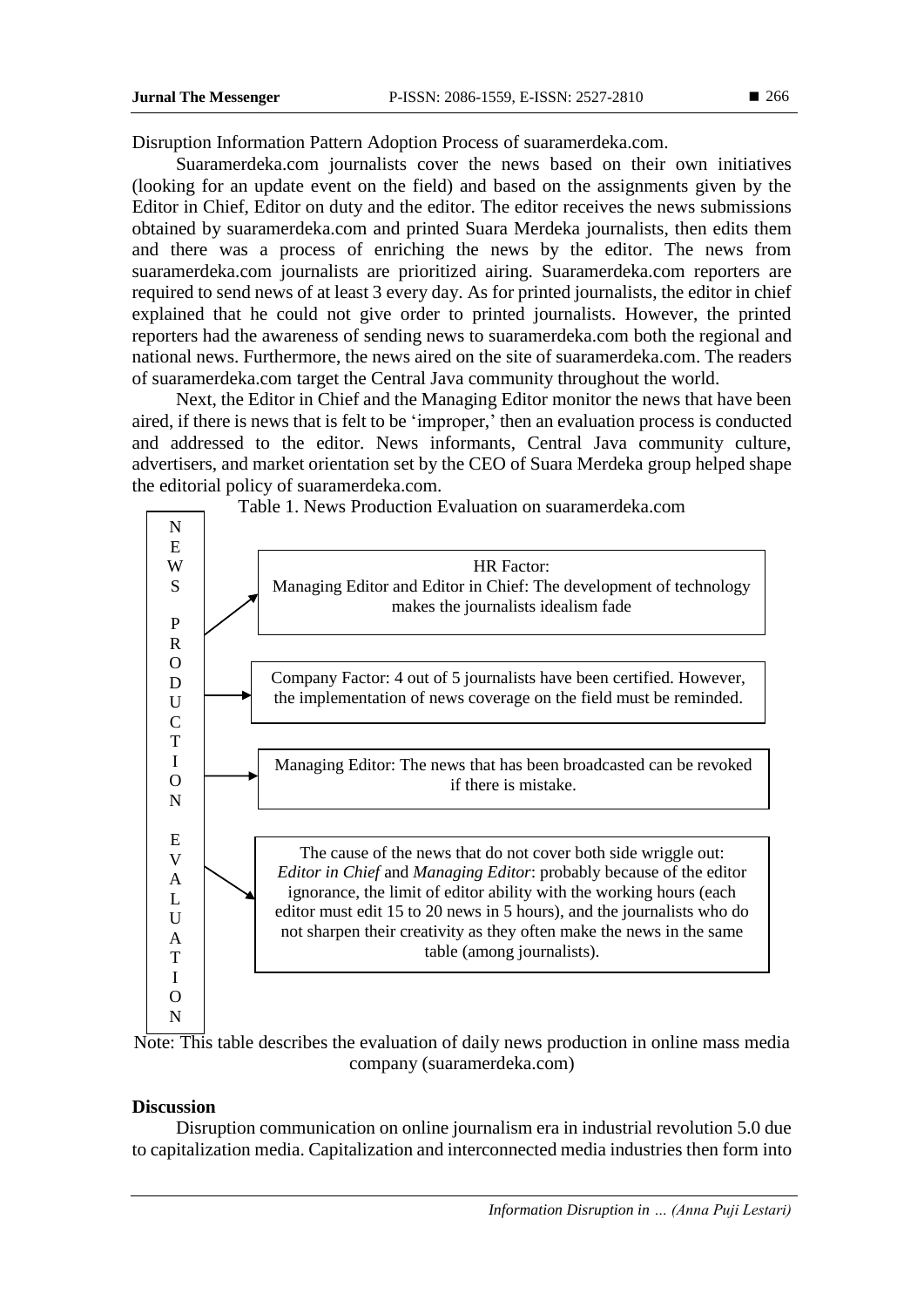Disruption Information Pattern Adoption Process of suaramerdeka.com.

Suaramerdeka.com journalists cover the news based on their own initiatives (looking for an update event on the field) and based on the assignments given by the Editor in Chief, Editor on duty and the editor. The editor receives the news submissions obtained by suaramerdeka.com and printed Suara Merdeka journalists, then edits them and there was a process of enriching the news by the editor. The news from suaramerdeka.com journalists are prioritized airing. Suaramerdeka.com reporters are required to send news of at least 3 every day. As for printed journalists, the editor in chief explained that he could not give order to printed journalists. However, the printed reporters had the awareness of sending news to suaramerdeka.com both the regional and national news. Furthermore, the news aired on the site of suaramerdeka.com. The readers of suaramerdeka.com target the Central Java community throughout the world.

Next, the Editor in Chief and the Managing Editor monitor the news that have been aired, if there is news that is felt to be 'improper,' then an evaluation process is conducted and addressed to the editor. News informants, Central Java community culture, advertisers, and market orientation set by the CEO of Suara Merdeka group helped shape the editorial policy of suaramerdeka.com.

Table 1. News Production Evaluation on suaramerdeka.com

| NEWS PRODUCTION EVALUATION | |
|---|---|
| → | HR Factor: Managing Editor and Editor in Chief: The development of technology makes the journalists idealism fade |
| → | Company Factor: 4 out of 5 journalists have been certified. However, the implementation of news coverage on the field must be reminded. |
| → | Managing Editor: The news that has been broadcasted can be revoked if there is mistake. |
| → | The cause of the news that do not cover both side wriggle out: *Editor in Chief* and *Managing Editor*: probably because of the editor ignorance, the limit of editor ability with the working hours (each editor must edit 15 to 20 news in 5 hours), and the journalists who do not sharpen their creativity as they often make the news in the same table (among journalists). |

Note: This table describes the evaluation of daily news production in online mass media company (suaramerdeka.com)

## Discussion

Disruption communication on online journalism era in industrial revolution 5.0 due to capitalization media. Capitalization and interconnected media industries then form into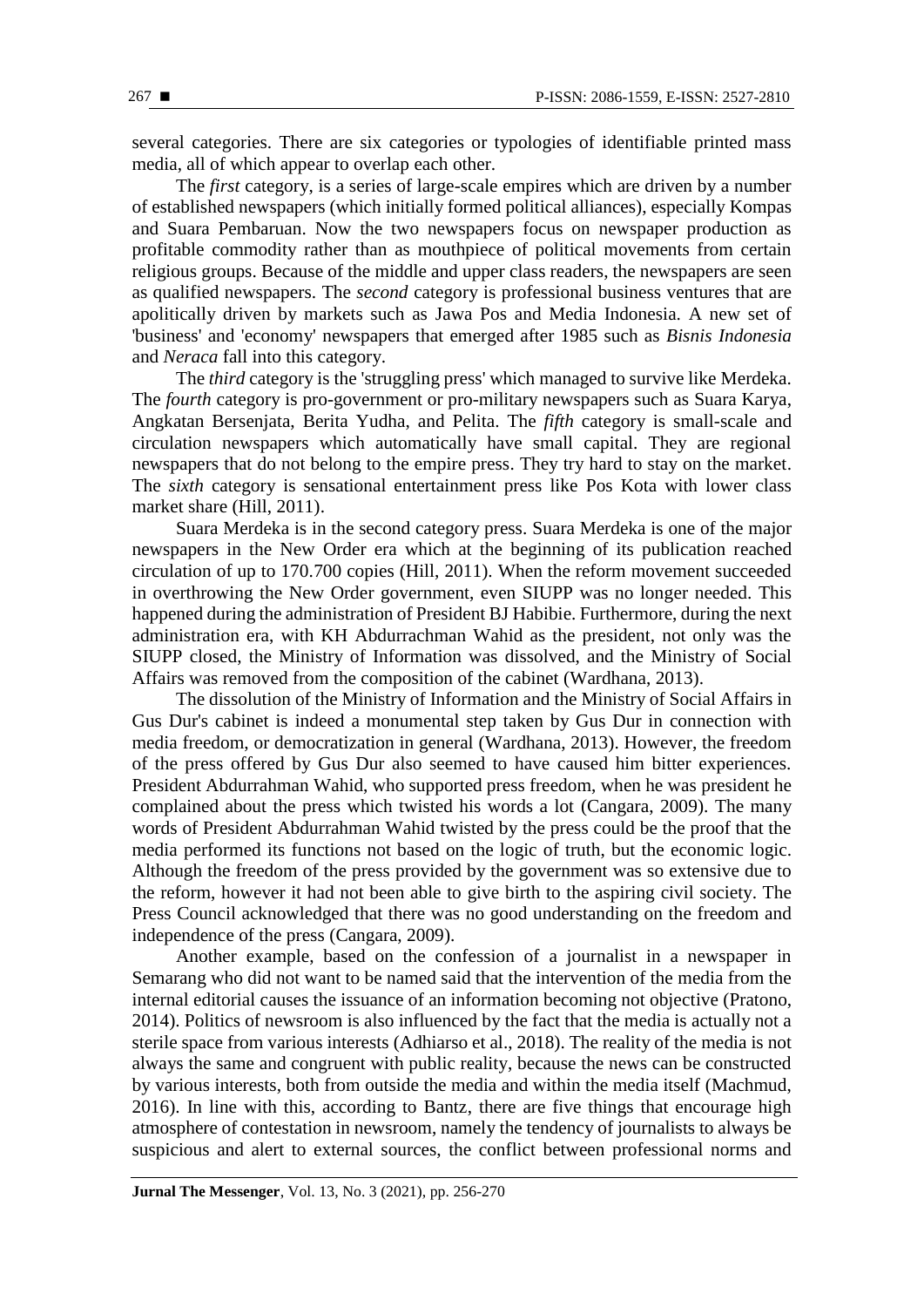several categories. There are six categories or typologies of identifiable printed mass media, all of which appear to overlap each other.

The *first* category, is a series of large-scale empires which are driven by a number of established newspapers (which initially formed political alliances), especially Kompas and Suara Pembaruan. Now the two newspapers focus on newspaper production as profitable commodity rather than as mouthpiece of political movements from certain religious groups. Because of the middle and upper class readers, the newspapers are seen as qualified newspapers. The *second* category is professional business ventures that are apolitically driven by markets such as Jawa Pos and Media Indonesia. A new set of 'business' and 'economy' newspapers that emerged after 1985 such as *Bisnis Indonesia* and *Neraca* fall into this category.

The *third* category is the 'struggling press' which managed to survive like Merdeka. The *fourth* category is pro-government or pro-military newspapers such as Suara Karya, Angkatan Bersenjata, Berita Yudha, and Pelita. The *fifth* category is small-scale and circulation newspapers which automatically have small capital. They are regional newspapers that do not belong to the empire press. They try hard to stay on the market. The *sixth* category is sensational entertainment press like Pos Kota with lower class market share (Hill, 2011).

Suara Merdeka is in the second category press. Suara Merdeka is one of the major newspapers in the New Order era which at the beginning of its publication reached circulation of up to 170.700 copies (Hill, 2011). When the reform movement succeeded in overthrowing the New Order government, even SIUPP was no longer needed. This happened during the administration of President BJ Habibie. Furthermore, during the next administration era, with KH Abdurrachman Wahid as the president, not only was the SIUPP closed, the Ministry of Information was dissolved, and the Ministry of Social Affairs was removed from the composition of the cabinet (Wardhana, 2013).

The dissolution of the Ministry of Information and the Ministry of Social Affairs in Gus Dur's cabinet is indeed a monumental step taken by Gus Dur in connection with media freedom, or democratization in general (Wardhana, 2013). However, the freedom of the press offered by Gus Dur also seemed to have caused him bitter experiences. President Abdurrahman Wahid, who supported press freedom, when he was president he complained about the press which twisted his words a lot (Cangara, 2009). The many words of President Abdurrahman Wahid twisted by the press could be the proof that the media performed its functions not based on the logic of truth, but the economic logic. Although the freedom of the press provided by the government was so extensive due to the reform, however it had not been able to give birth to the aspiring civil society. The Press Council acknowledged that there was no good understanding on the freedom and independence of the press (Cangara, 2009).

Another example, based on the confession of a journalist in a newspaper in Semarang who did not want to be named said that the intervention of the media from the internal editorial causes the issuance of an information becoming not objective (Pratono, 2014). Politics of newsroom is also influenced by the fact that the media is actually not a sterile space from various interests (Adhiarso et al., 2018). The reality of the media is not always the same and congruent with public reality, because the news can be constructed by various interests, both from outside the media and within the media itself (Machmud, 2016). In line with this, according to Bantz, there are five things that encourage high atmosphere of contestation in newsroom, namely the tendency of journalists to always be suspicious and alert to external sources, the conflict between professional norms and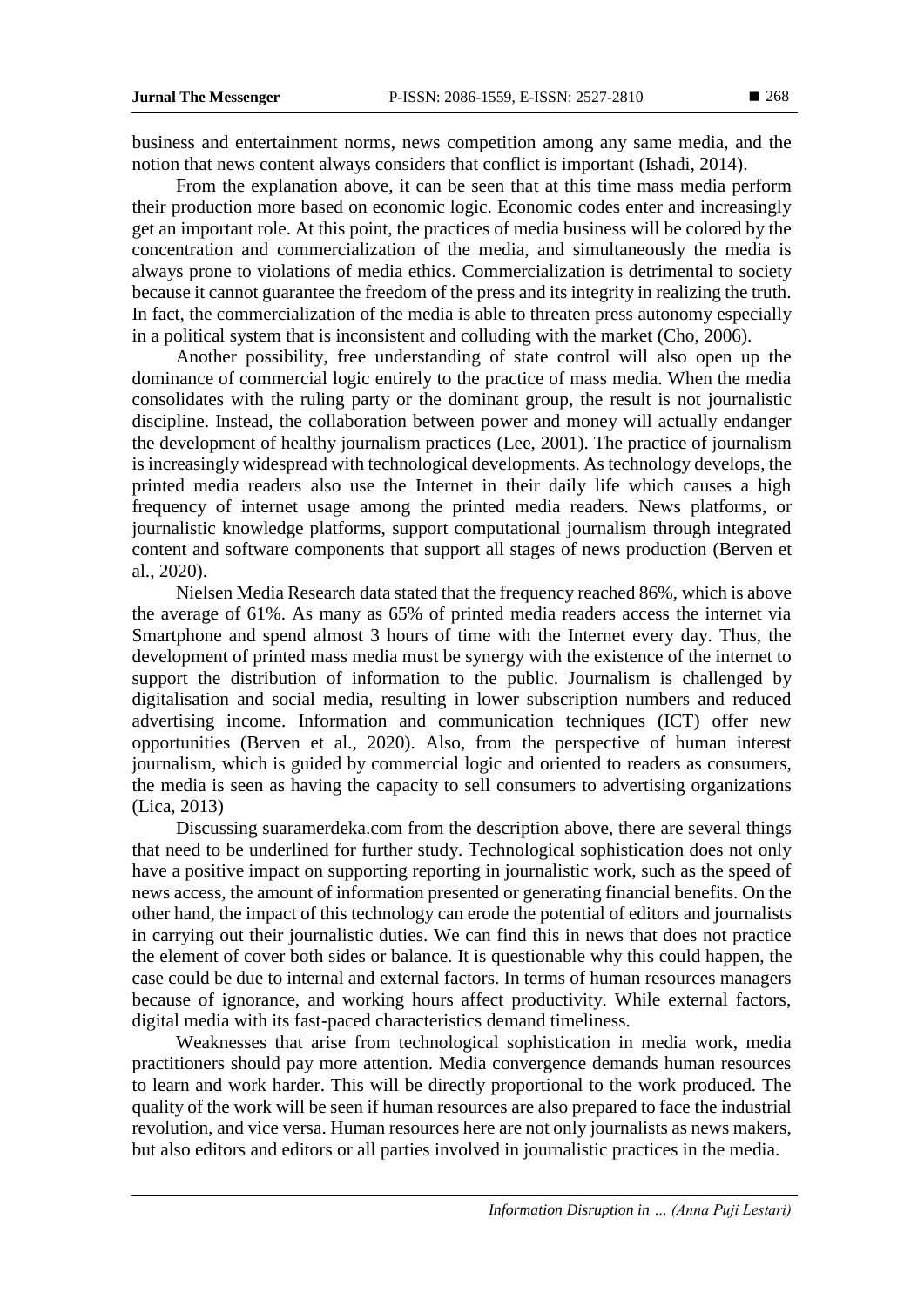business and entertainment norms, news competition among any same media, and the notion that news content always considers that conflict is important (Ishadi, 2014).

From the explanation above, it can be seen that at this time mass media perform their production more based on economic logic. Economic codes enter and increasingly get an important role. At this point, the practices of media business will be colored by the concentration and commercialization of the media, and simultaneously the media is always prone to violations of media ethics. Commercialization is detrimental to society because it cannot guarantee the freedom of the press and its integrity in realizing the truth. In fact, the commercialization of the media is able to threaten press autonomy especially in a political system that is inconsistent and colluding with the market (Cho, 2006).

Another possibility, free understanding of state control will also open up the dominance of commercial logic entirely to the practice of mass media. When the media consolidates with the ruling party or the dominant group, the result is not journalistic discipline. Instead, the collaboration between power and money will actually endanger the development of healthy journalism practices (Lee, 2001). The practice of journalism is increasingly widespread with technological developments. As technology develops, the printed media readers also use the Internet in their daily life which causes a high frequency of internet usage among the printed media readers. News platforms, or journalistic knowledge platforms, support computational journalism through integrated content and software components that support all stages of news production (Berven et al., 2020).

Nielsen Media Research data stated that the frequency reached 86%, which is above the average of 61%. As many as 65% of printed media readers access the internet via Smartphone and spend almost 3 hours of time with the Internet every day. Thus, the development of printed mass media must be synergy with the existence of the internet to support the distribution of information to the public. Journalism is challenged by digitalisation and social media, resulting in lower subscription numbers and reduced advertising income. Information and communication techniques (ICT) offer new opportunities (Berven et al., 2020). Also, from the perspective of human interest journalism, which is guided by commercial logic and oriented to readers as consumers, the media is seen as having the capacity to sell consumers to advertising organizations (Lica, 2013)

Discussing suaramerdeka.com from the description above, there are several things that need to be underlined for further study. Technological sophistication does not only have a positive impact on supporting reporting in journalistic work, such as the speed of news access, the amount of information presented or generating financial benefits. On the other hand, the impact of this technology can erode the potential of editors and journalists in carrying out their journalistic duties. We can find this in news that does not practice the element of cover both sides or balance. It is questionable why this could happen, the case could be due to internal and external factors. In terms of human resources managers because of ignorance, and working hours affect productivity. While external factors, digital media with its fast-paced characteristics demand timeliness.

Weaknesses that arise from technological sophistication in media work, media practitioners should pay more attention. Media convergence demands human resources to learn and work harder. This will be directly proportional to the work produced. The quality of the work will be seen if human resources are also prepared to face the industrial revolution, and vice versa. Human resources here are not only journalists as news makers, but also editors and editors or all parties involved in journalistic practices in the media.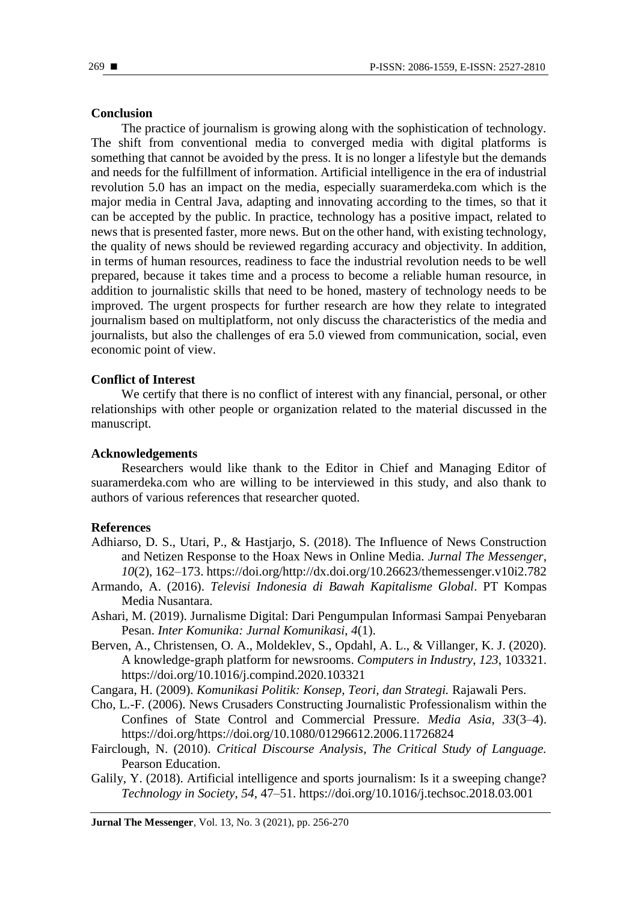## Conclusion

The practice of journalism is growing along with the sophistication of technology. The shift from conventional media to converged media with digital platforms is something that cannot be avoided by the press. It is no longer a lifestyle but the demands and needs for the fulfillment of information. Artificial intelligence in the era of industrial revolution 5.0 has an impact on the media, especially suaramerdeka.com which is the major media in Central Java, adapting and innovating according to the times, so that it can be accepted by the public. In practice, technology has a positive impact, related to news that is presented faster, more news. But on the other hand, with existing technology, the quality of news should be reviewed regarding accuracy and objectivity. In addition, in terms of human resources, readiness to face the industrial revolution needs to be well prepared, because it takes time and a process to become a reliable human resource, in addition to journalistic skills that need to be honed, mastery of technology needs to be improved. The urgent prospects for further research are how they relate to integrated journalism based on multiplatform, not only discuss the characteristics of the media and journalists, but also the challenges of era 5.0 viewed from communication, social, even economic point of view.

## Conflict of Interest

We certify that there is no conflict of interest with any financial, personal, or other relationships with other people or organization related to the material discussed in the manuscript.

## Acknowledgements

Researchers would like thank to the Editor in Chief and Managing Editor of suaramerdeka.com who are willing to be interviewed in this study, and also thank to authors of various references that researcher quoted.

## References

Adhiarso, D. S., Utari, P., & Hastjarjo, S. (2018). The Influence of News Construction and Netizen Response to the Hoax News in Online Media. *Jurnal The Messenger*, *10*(2), 162–173. https://doi.org/http://dx.doi.org/10.26623/themessenger.v10i2.782

Armando, A. (2016). *Televisi Indonesia di Bawah Kapitalisme Global*. PT Kompas Media Nusantara.

Ashari, M. (2019). Jurnalisme Digital: Dari Pengumpulan Informasi Sampai Penyebaran Pesan. *Inter Komunika: Jurnal Komunikasi*, *4*(1).

Berven, A., Christensen, O. A., Moldeklev, S., Opdahl, A. L., & Villanger, K. J. (2020). A knowledge-graph platform for newsrooms. *Computers in Industry*, *123*, 103321. https://doi.org/10.1016/j.compind.2020.103321

Cangara, H. (2009). *Komunikasi Politik: Konsep, Teori, dan Strategi.* Rajawali Pers.

Cho, L.-F. (2006). News Crusaders Constructing Journalistic Professionalism within the Confines of State Control and Commercial Pressure. *Media Asia*, *33*(3–4). https://doi.org/https://doi.org/10.1080/01296612.2006.11726824

Fairclough, N. (2010). *Critical Discourse Analysis, The Critical Study of Language.* Pearson Education.

Galily, Y. (2018). Artificial intelligence and sports journalism: Is it a sweeping change? *Technology in Society*, *54*, 47–51. https://doi.org/10.1016/j.techsoc.2018.03.001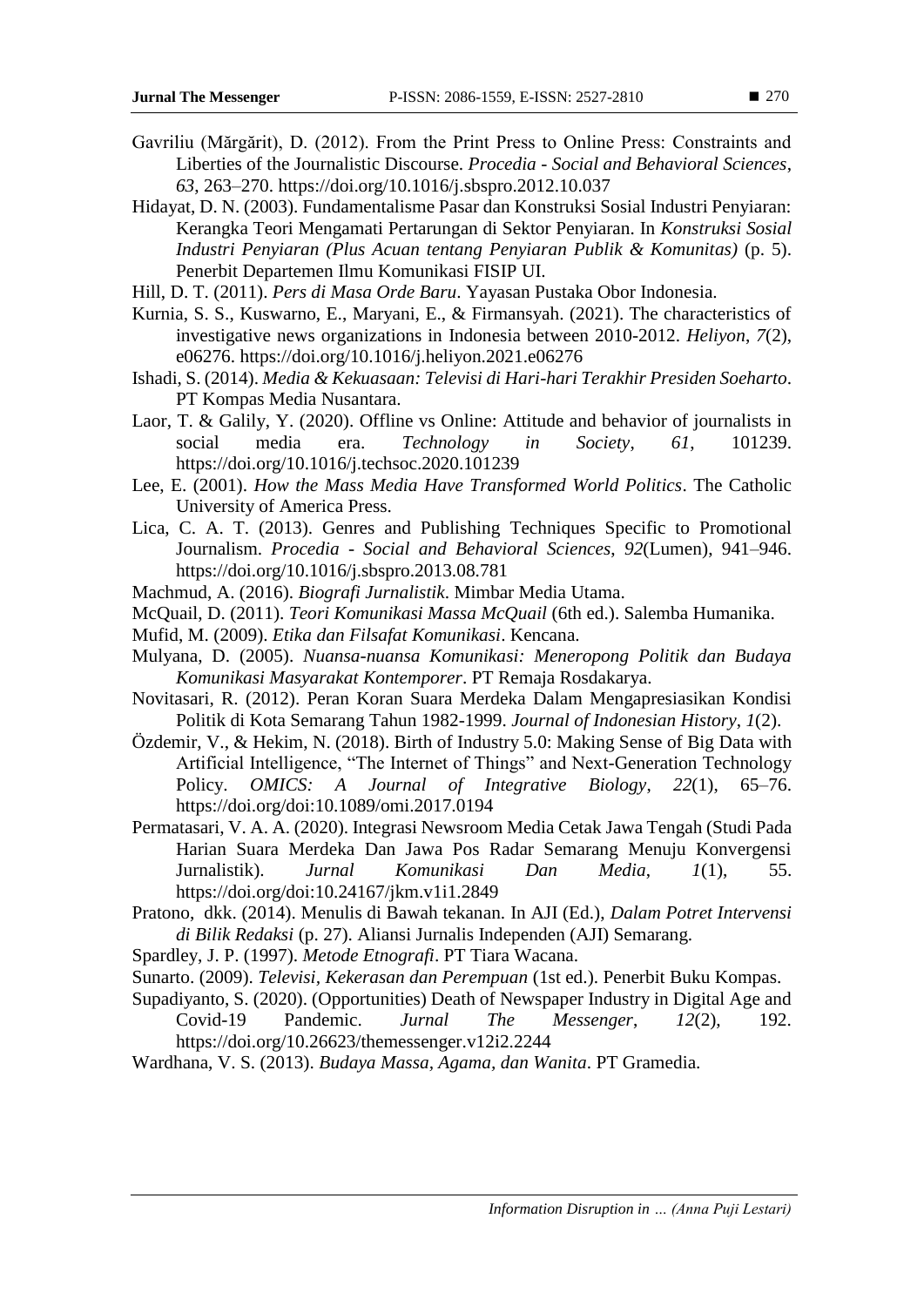Gavriliu (Mărgărit), D. (2012). From the Print Press to Online Press: Constraints and Liberties of the Journalistic Discourse. *Procedia - Social and Behavioral Sciences*, *63*, 263–270. https://doi.org/10.1016/j.sbspro.2012.10.037

Hidayat, D. N. (2003). Fundamentalisme Pasar dan Konstruksi Sosial Industri Penyiaran: Kerangka Teori Mengamati Pertarungan di Sektor Penyiaran. In *Konstruksi Sosial Industri Penyiaran (Plus Acuan tentang Penyiaran Publik & Komunitas)* (p. 5). Penerbit Departemen Ilmu Komunikasi FISIP UI.

Hill, D. T. (2011). *Pers di Masa Orde Baru*. Yayasan Pustaka Obor Indonesia.

Kurnia, S. S., Kuswarno, E., Maryani, E., & Firmansyah. (2021). The characteristics of investigative news organizations in Indonesia between 2010-2012. *Heliyon*, *7*(2), e06276. https://doi.org/10.1016/j.heliyon.2021.e06276

Ishadi, S. (2014). *Media & Kekuasaan: Televisi di Hari-hari Terakhir Presiden Soeharto*. PT Kompas Media Nusantara.

Laor, T. & Galily, Y. (2020). Offline vs Online: Attitude and behavior of journalists in social media era. *Technology in Society*, *61*, 101239. https://doi.org/10.1016/j.techsoc.2020.101239

Lee, E. (2001). *How the Mass Media Have Transformed World Politics*. The Catholic University of America Press.

Lica, C. A. T. (2013). Genres and Publishing Techniques Specific to Promotional Journalism. *Procedia - Social and Behavioral Sciences*, *92*(Lumen), 941–946. https://doi.org/10.1016/j.sbspro.2013.08.781

Machmud, A. (2016). *Biografi Jurnalistik*. Mimbar Media Utama.

McQuail, D. (2011). *Teori Komunikasi Massa McQuail* (6th ed.). Salemba Humanika.

Mufid, M. (2009). *Etika dan Filsafat Komunikasi*. Kencana.

Mulyana, D. (2005). *Nuansa-nuansa Komunikasi: Meneropong Politik dan Budaya Komunikasi Masyarakat Kontemporer*. PT Remaja Rosdakarya.

Novitasari, R. (2012). Peran Koran Suara Merdeka Dalam Mengapresiasikan Kondisi Politik di Kota Semarang Tahun 1982-1999. *Journal of Indonesian History*, *1*(2).

Özdemir, V., & Hekim, N. (2018). Birth of Industry 5.0: Making Sense of Big Data with Artificial Intelligence, "The Internet of Things" and Next-Generation Technology Policy. *OMICS: A Journal of Integrative Biology*, *22*(1), 65–76. https://doi.org/doi:10.1089/omi.2017.0194

Permatasari, V. A. A. (2020). Integrasi Newsroom Media Cetak Jawa Tengah (Studi Pada Harian Suara Merdeka Dan Jawa Pos Radar Semarang Menuju Konvergensi Jurnalistik). *Jurnal Komunikasi Dan Media*, *1*(1), 55. https://doi.org/doi:10.24167/jkm.v1i1.2849

Pratono, dkk. (2014). Menulis di Bawah tekanan. In AJI (Ed.), *Dalam Potret Intervensi di Bilik Redaksi* (p. 27). Aliansi Jurnalis Independen (AJI) Semarang.

Spardley, J. P. (1997). *Metode Etnografi*. PT Tiara Wacana.

Sunarto. (2009). *Televisi, Kekerasan dan Perempuan* (1st ed.). Penerbit Buku Kompas.

Supadiyanto, S. (2020). (Opportunities) Death of Newspaper Industry in Digital Age and Covid-19 Pandemic. *Jurnal The Messenger*, *12*(2), 192. https://doi.org/10.26623/themessenger.v12i2.2244

Wardhana, V. S. (2013). *Budaya Massa, Agama, dan Wanita*. PT Gramedia.